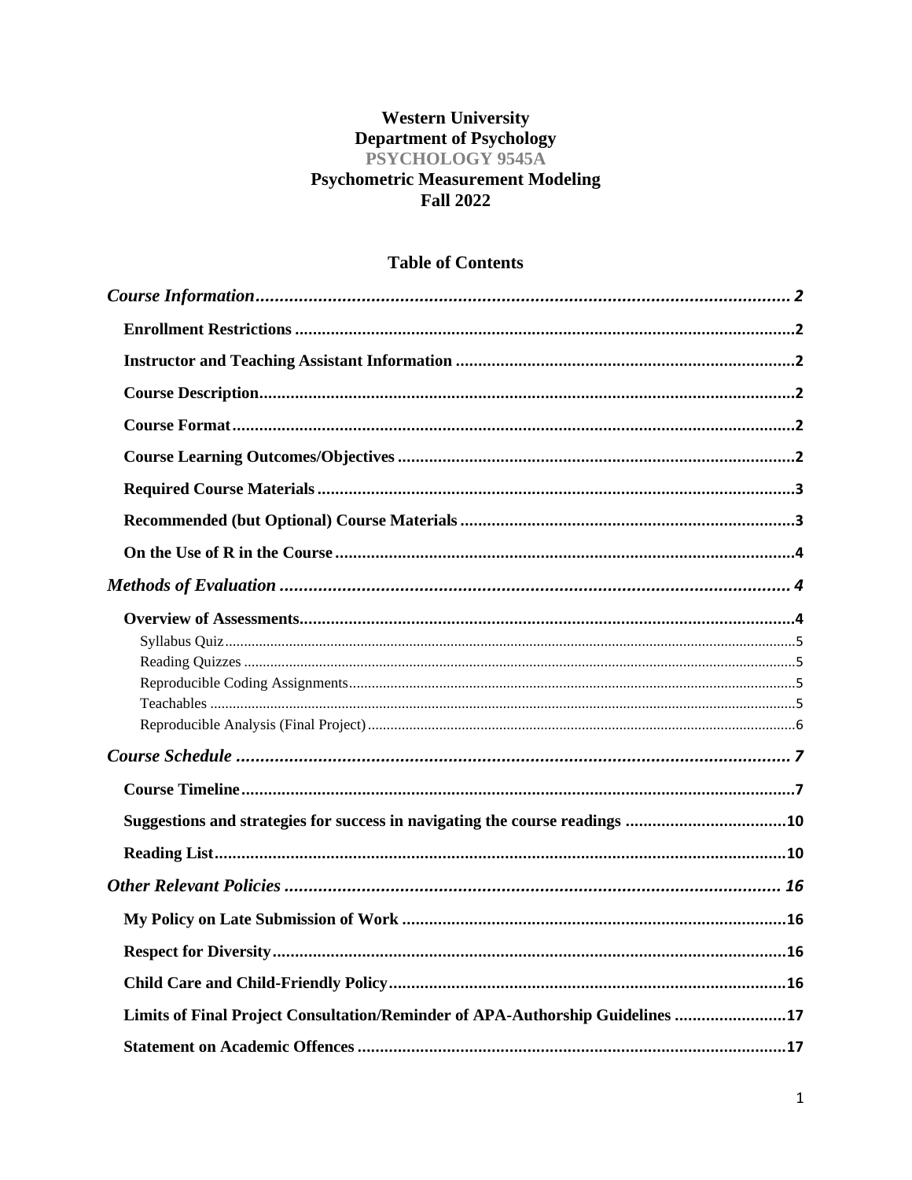# Western University
# Department of Psychology
# PSYCHOLOGY 9545A
# Psychometric Measurement Modeling
# Fall 2022

## Table of Contents

*Course Information* ..... 2

- **Enrollment Restrictions** ..... 2
- **Instructor and Teaching Assistant Information** ..... 2
- **Course Description** ..... 2
- **Course Format** ..... 2
- **Course Learning Outcomes/Objectives** ..... 2
- **Required Course Materials** ..... 3
- **Recommended (but Optional) Course Materials** ..... 3
- **On the Use of R in the Course** ..... 4

*Methods of Evaluation* ..... 4

- **Overview of Assessments** ..... 4
  - Syllabus Quiz ..... 5
  - Reading Quizzes ..... 5
  - Reproducible Coding Assignments ..... 5
  - Teachables ..... 5
  - Reproducible Analysis (Final Project) ..... 6

*Course Schedule* ..... 7

- **Course Timeline** ..... 7
- **Suggestions and strategies for success in navigating the course readings** ..... 10
- **Reading List** ..... 10

*Other Relevant Policies* ..... 16

- **My Policy on Late Submission of Work** ..... 16
- **Respect for Diversity** ..... 16
- **Child Care and Child-Friendly Policy** ..... 16
- **Limits of Final Project Consultation/Reminder of APA-Authorship Guidelines** ..... 17
- **Statement on Academic Offences** ..... 17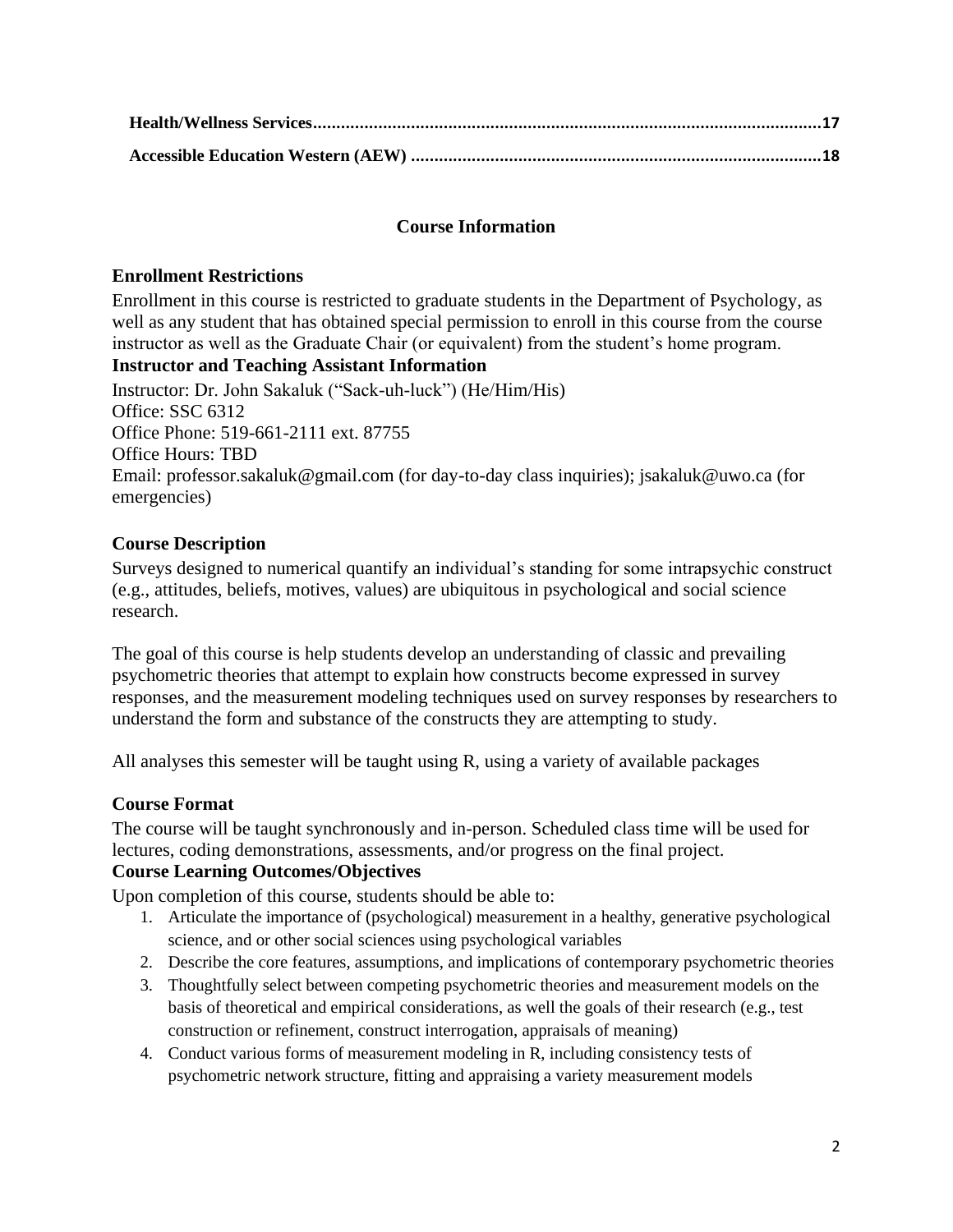**Health/Wellness Services ........................................................................................................... 17**

**Accessible Education Western (AEW) ....................................................................................... 18**

## Course Information

### Enrollment Restrictions

Enrollment in this course is restricted to graduate students in the Department of Psychology, as well as any student that has obtained special permission to enroll in this course from the course instructor as well as the Graduate Chair (or equivalent) from the student's home program.

### Instructor and Teaching Assistant Information

Instructor: Dr. John Sakaluk ("Sack-uh-luck") (He/Him/His)
Office: SSC 6312
Office Phone: 519-661-2111 ext. 87755
Office Hours: TBD
Email: professor.sakaluk@gmail.com (for day-to-day class inquiries); jsakaluk@uwo.ca (for emergencies)

### Course Description

Surveys designed to numerical quantify an individual's standing for some intrapsychic construct (e.g., attitudes, beliefs, motives, values) are ubiquitous in psychological and social science research.

The goal of this course is help students develop an understanding of classic and prevailing psychometric theories that attempt to explain how constructs become expressed in survey responses, and the measurement modeling techniques used on survey responses by researchers to understand the form and substance of the constructs they are attempting to study.

All analyses this semester will be taught using R, using a variety of available packages

### Course Format

The course will be taught synchronously and in-person. Scheduled class time will be used for lectures, coding demonstrations, assessments, and/or progress on the final project.

### Course Learning Outcomes/Objectives

Upon completion of this course, students should be able to:

1. Articulate the importance of (psychological) measurement in a healthy, generative psychological science, and or other social sciences using psychological variables
2. Describe the core features, assumptions, and implications of contemporary psychometric theories
3. Thoughtfully select between competing psychometric theories and measurement models on the basis of theoretical and empirical considerations, as well the goals of their research (e.g., test construction or refinement, construct interrogation, appraisals of meaning)
4. Conduct various forms of measurement modeling in R, including consistency tests of psychometric network structure, fitting and appraising a variety measurement models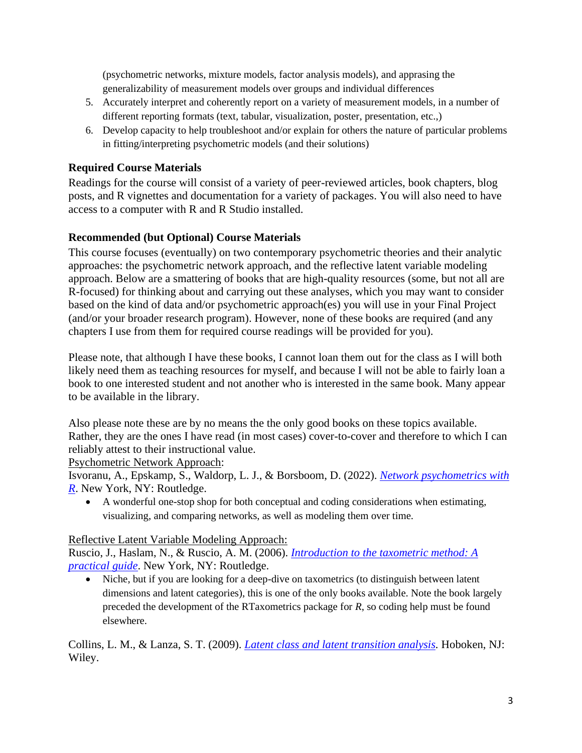(psychometric networks, mixture models, factor analysis models), and apprasing the generalizability of measurement models over groups and individual differences

5. Accurately interpret and coherently report on a variety of measurement models, in a number of different reporting formats (text, tabular, visualization, poster, presentation, etc.,)
6. Develop capacity to help troubleshoot and/or explain for others the nature of particular problems in fitting/interpreting psychometric models (and their solutions)

### Required Course Materials

Readings for the course will consist of a variety of peer-reviewed articles, book chapters, blog posts, and R vignettes and documentation for a variety of packages. You will also need to have access to a computer with R and R Studio installed.

### Recommended (but Optional) Course Materials

This course focuses (eventually) on two contemporary psychometric theories and their analytic approaches: the psychometric network approach, and the reflective latent variable modeling approach. Below are a smattering of books that are high-quality resources (some, but not all are R-focused) for thinking about and carrying out these analyses, which you may want to consider based on the kind of data and/or psychometric approach(es) you will use in your Final Project (and/or your broader research program). However, none of these books are required (and any chapters I use from them for required course readings will be provided for you).

Please note, that although I have these books, I cannot loan them out for the class as I will both likely need them as teaching resources for myself, and because I will not be able to fairly loan a book to one interested student and not another who is interested in the same book. Many appear to be available in the library.

Also please note these are by no means the the only good books on these topics available. Rather, they are the ones I have read (in most cases) cover-to-cover and therefore to which I can reliably attest to their instructional value.

Psychometric Network Approach:

Isvoranu, A., Epskamp, S., Waldorp, L. J., & Borsboom, D. (2022). *Network psychometrics with R*. New York, NY: Routledge.

- A wonderful one-stop shop for both conceptual and coding considerations when estimating, visualizing, and comparing networks, as well as modeling them over time.

Reflective Latent Variable Modeling Approach:

Ruscio, J., Haslam, N., & Ruscio, A. M. (2006). *Introduction to the taxometric method: A practical guide*. New York, NY: Routledge.

- Niche, but if you are looking for a deep-dive on taxometrics (to distinguish between latent dimensions and latent categories), this is one of the only books available. Note the book largely preceded the development of the RTaxometrics package for *R*, so coding help must be found elsewhere.

Collins, L. M., & Lanza, S. T. (2009). *Latent class and latent transition analysis*. Hoboken, NJ: Wiley.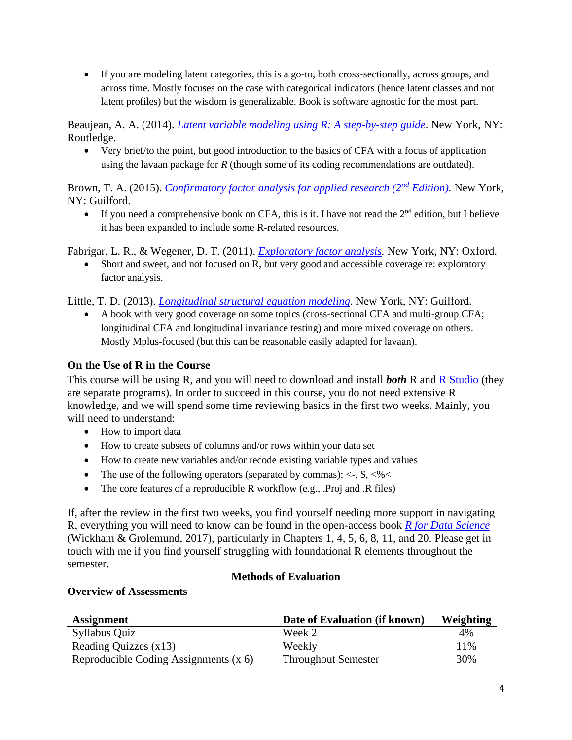- If you are modeling latent categories, this is a go-to, both cross-sectionally, across groups, and across time. Mostly focuses on the case with categorical indicators (hence latent classes and not latent profiles) but the wisdom is generalizable. Book is software agnostic for the most part.

Beaujean, A. A. (2014). *Latent variable modeling using R: A step-by-step guide*. New York, NY: Routledge.

- Very brief/to the point, but good introduction to the basics of CFA with a focus of application using the lavaan package for *R* (though some of its coding recommendations are outdated).

Brown, T. A. (2015). *Confirmatory factor analysis for applied research (2nd Edition).* New York, NY: Guilford.

- If you need a comprehensive book on CFA, this is it. I have not read the 2nd edition, but I believe it has been expanded to include some R-related resources.

Fabrigar, L. R., & Wegener, D. T. (2011). *Exploratory factor analysis.* New York, NY: Oxford.

- Short and sweet, and not focused on R, but very good and accessible coverage re: exploratory factor analysis.

Little, T. D. (2013). *Longitudinal structural equation modeling*. New York, NY: Guilford.

- A book with very good coverage on some topics (cross-sectional CFA and multi-group CFA; longitudinal CFA and longitudinal invariance testing) and more mixed coverage on others. Mostly Mplus-focused (but this can be reasonable easily adapted for lavaan).

### On the Use of R in the Course

This course will be using R, and you will need to download and install ***both*** R and R Studio (they are separate programs). In order to succeed in this course, you do not need extensive R knowledge, and we will spend some time reviewing basics in the first two weeks. Mainly, you will need to understand:

- How to import data
- How to create subsets of columns and/or rows within your data set
- How to create new variables and/or recode existing variable types and values
- The use of the following operators (separated by commas): <-, $, <%<
- The core features of a reproducible R workflow (e.g., .Proj and .R files)

If, after the review in the first two weeks, you find yourself needing more support in navigating R, everything you will need to know can be found in the open-access book *R for Data Science* (Wickham & Grolemund, 2017), particularly in Chapters 1, 4, 5, 6, 8, 11, and 20. Please get in touch with me if you find yourself struggling with foundational R elements throughout the semester.

## Methods of Evaluation

### Overview of Assessments

| Assignment | Date of Evaluation (if known) | Weighting |
|---|---|---|
| Syllabus Quiz | Week 2 | 4% |
| Reading Quizzes (x13) | Weekly | 11% |
| Reproducible Coding Assignments (x 6) | Throughout Semester | 30% |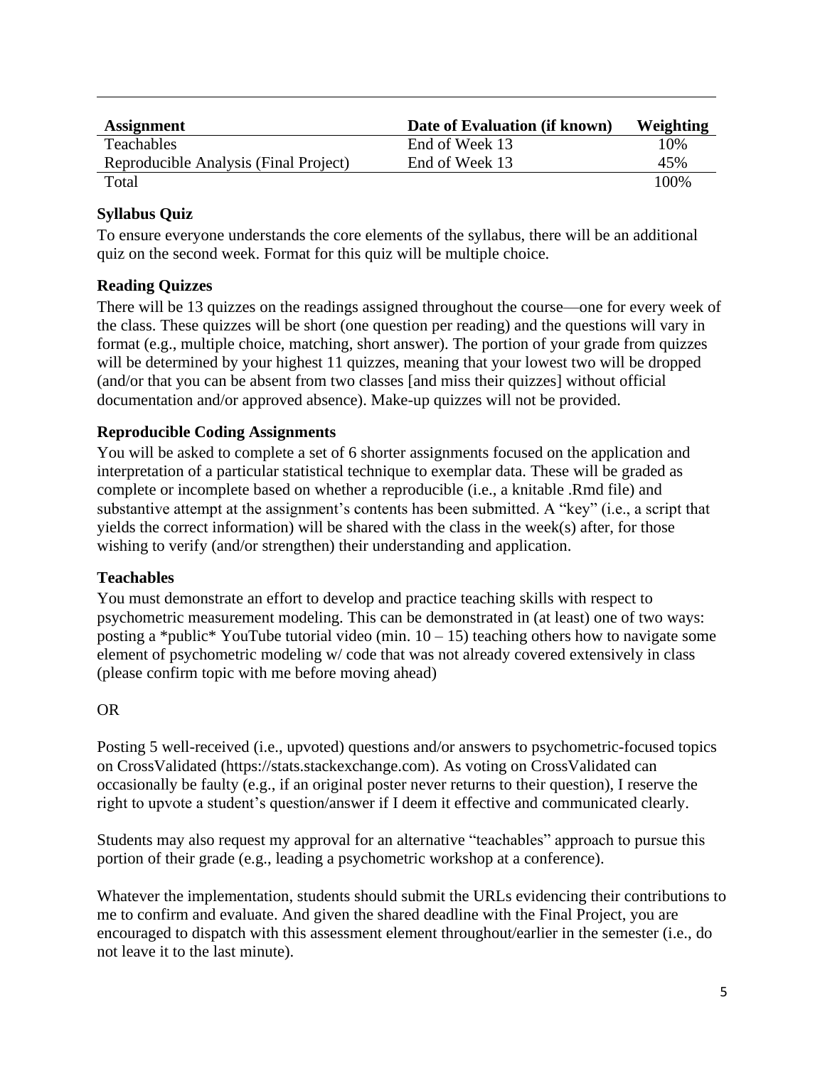| Assignment | Date of Evaluation (if known) | Weighting |
|---|---|---|
| Teachables | End of Week 13 | 10% |
| Reproducible Analysis (Final Project) | End of Week 13 | 45% |
| Total | | 100% |

### Syllabus Quiz

To ensure everyone understands the core elements of the syllabus, there will be an additional quiz on the second week. Format for this quiz will be multiple choice.

### Reading Quizzes

There will be 13 quizzes on the readings assigned throughout the course—one for every week of the class. These quizzes will be short (one question per reading) and the questions will vary in format (e.g., multiple choice, matching, short answer). The portion of your grade from quizzes will be determined by your highest 11 quizzes, meaning that your lowest two will be dropped (and/or that you can be absent from two classes [and miss their quizzes] without official documentation and/or approved absence). Make-up quizzes will not be provided.

### Reproducible Coding Assignments

You will be asked to complete a set of 6 shorter assignments focused on the application and interpretation of a particular statistical technique to exemplar data. These will be graded as complete or incomplete based on whether a reproducible (i.e., a knitable .Rmd file) and substantive attempt at the assignment's contents has been submitted. A "key" (i.e., a script that yields the correct information) will be shared with the class in the week(s) after, for those wishing to verify (and/or strengthen) their understanding and application.

### Teachables

You must demonstrate an effort to develop and practice teaching skills with respect to psychometric measurement modeling. This can be demonstrated in (at least) one of two ways: posting a *public* YouTube tutorial video (min. 10 – 15) teaching others how to navigate some element of psychometric modeling w/ code that was not already covered extensively in class (please confirm topic with me before moving ahead)

OR

Posting 5 well-received (i.e., upvoted) questions and/or answers to psychometric-focused topics on CrossValidated (https://stats.stackexchange.com). As voting on CrossValidated can occasionally be faulty (e.g., if an original poster never returns to their question), I reserve the right to upvote a student's question/answer if I deem it effective and communicated clearly.

Students may also request my approval for an alternative "teachables" approach to pursue this portion of their grade (e.g., leading a psychometric workshop at a conference).

Whatever the implementation, students should submit the URLs evidencing their contributions to me to confirm and evaluate. And given the shared deadline with the Final Project, you are encouraged to dispatch with this assessment element throughout/earlier in the semester (i.e., do not leave it to the last minute).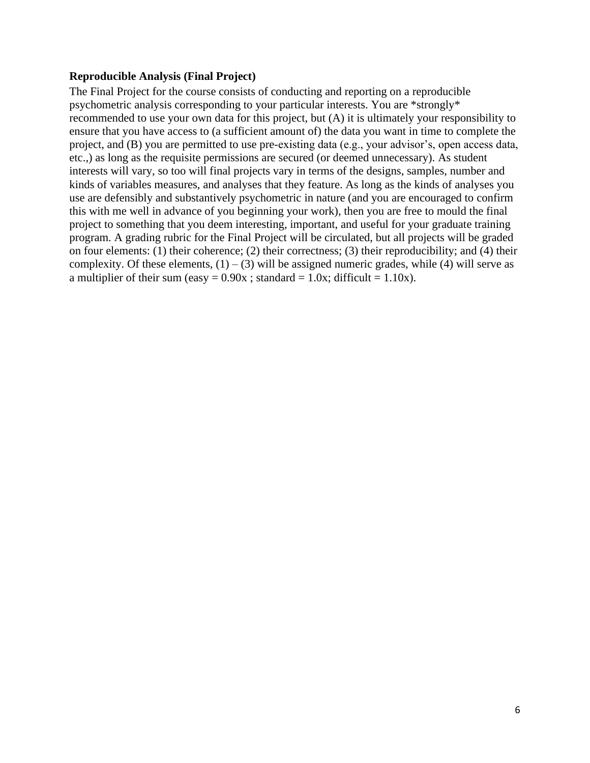**Reproducible Analysis (Final Project)**

The Final Project for the course consists of conducting and reporting on a reproducible psychometric analysis corresponding to your particular interests. You are *strongly* recommended to use your own data for this project, but (A) it is ultimately your responsibility to ensure that you have access to (a sufficient amount of) the data you want in time to complete the project, and (B) you are permitted to use pre-existing data (e.g., your advisor's, open access data, etc.,) as long as the requisite permissions are secured (or deemed unnecessary). As student interests will vary, so too will final projects vary in terms of the designs, samples, number and kinds of variables measures, and analyses that they feature. As long as the kinds of analyses you use are defensibly and substantively psychometric in nature (and you are encouraged to confirm this with me well in advance of you beginning your work), then you are free to mould the final project to something that you deem interesting, important, and useful for your graduate training program. A grading rubric for the Final Project will be circulated, but all projects will be graded on four elements: (1) their coherence; (2) their correctness; (3) their reproducibility; and (4) their complexity. Of these elements, (1) – (3) will be assigned numeric grades, while (4) will serve as a multiplier of their sum (easy = 0.90x ; standard = 1.0x; difficult = 1.10x).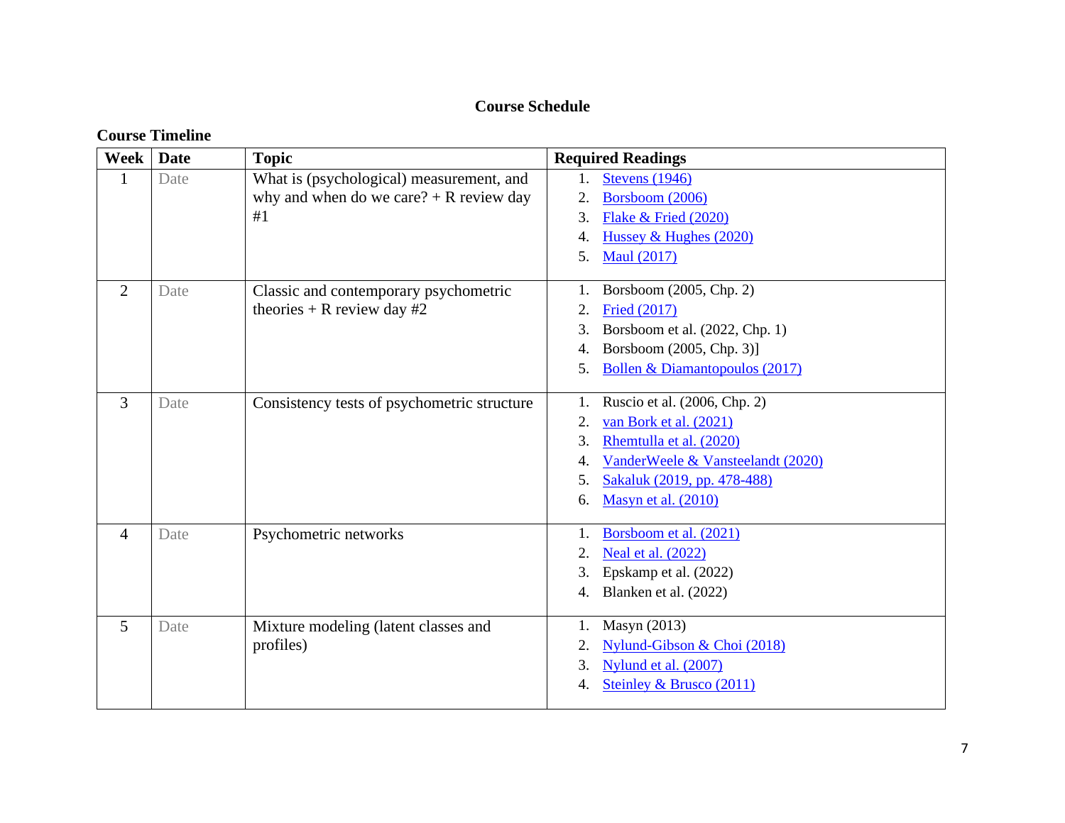## Course Schedule

### Course Timeline

| Week | Date | Topic | Required Readings |
|---|---|---|---|
| 1 | Date | What is (psychological) measurement, and why and when do we care? + R review day #1 | 1. Stevens (1946)<br>2. Borsboom (2006)<br>3. Flake & Fried (2020)<br>4. Hussey & Hughes (2020)<br>5. Maul (2017) |
| 2 | Date | Classic and contemporary psychometric theories + R review day #2 | 1. Borsboom (2005, Chp. 2)<br>2. Fried (2017)<br>3. Borsboom et al. (2022, Chp. 1)<br>4. Borsboom (2005, Chp. 3)]<br>5. Bollen & Diamantopoulos (2017) |
| 3 | Date | Consistency tests of psychometric structure | 1. Ruscio et al. (2006, Chp. 2)<br>2. van Bork et al. (2021)<br>3. Rhemtulla et al. (2020)<br>4. VanderWeele & Vansteelandt (2020)<br>5. Sakaluk (2019, pp. 478-488)<br>6. Masyn et al. (2010) |
| 4 | Date | Psychometric networks | 1. Borsboom et al. (2021)<br>2. Neal et al. (2022)<br>3. Epskamp et al. (2022)<br>4. Blanken et al. (2022) |
| 5 | Date | Mixture modeling (latent classes and profiles) | 1. Masyn (2013)<br>2. Nylund-Gibson & Choi (2018)<br>3. Nylund et al. (2007)<br>4. Steinley & Brusco (2011) |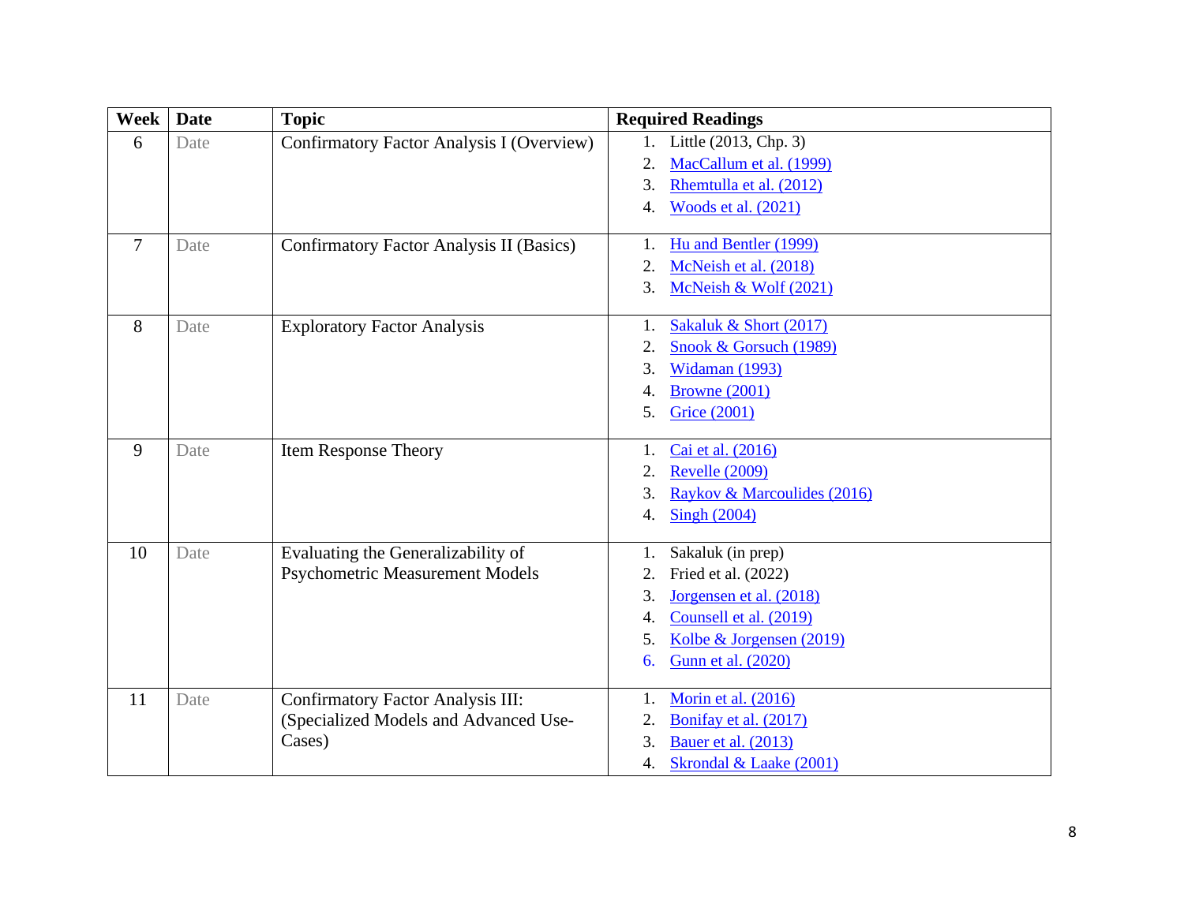| Week | Date | Topic | Required Readings |
| --- | --- | --- | --- |
| 6 | Date | Confirmatory Factor Analysis I (Overview) | 1. Little (2013, Chp. 3)<br>2. MacCallum et al. (1999)<br>3. Rhemtulla et al. (2012)<br>4. Woods et al. (2021) |
| 7 | Date | Confirmatory Factor Analysis II (Basics) | 1. Hu and Bentler (1999)<br>2. McNeish et al. (2018)<br>3. McNeish & Wolf (2021) |
| 8 | Date | Exploratory Factor Analysis | 1. Sakaluk & Short (2017)<br>2. Snook & Gorsuch (1989)<br>3. Widaman (1993)<br>4. Browne (2001)<br>5. Grice (2001) |
| 9 | Date | Item Response Theory | 1. Cai et al. (2016)<br>2. Revelle (2009)<br>3. Raykov & Marcoulides (2016)<br>4. Singh (2004) |
| 10 | Date | Evaluating the Generalizability of Psychometric Measurement Models | 1. Sakaluk (in prep)<br>2. Fried et al. (2022)<br>3. Jorgensen et al. (2018)<br>4. Counsell et al. (2019)<br>5. Kolbe & Jorgensen (2019)<br>6. Gunn et al. (2020) |
| 11 | Date | Confirmatory Factor Analysis III: (Specialized Models and Advanced Use-Cases) | 1. Morin et al. (2016)<br>2. Bonifay et al. (2017)<br>3. Bauer et al. (2013)<br>4. Skrondal & Laake (2001) |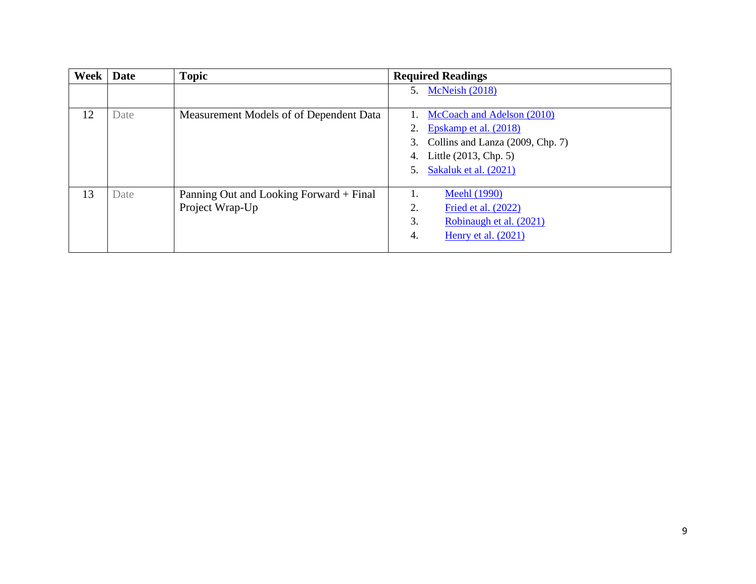| Week | Date | Topic | Required Readings |
| --- | --- | --- | --- |
| | | | 5. McNeish (2018) |
| 12 | Date | Measurement Models of of Dependent Data | 1. McCoach and Adelson (2010)<br>2. Epskamp et al. (2018)<br>3. Collins and Lanza (2009, Chp. 7)<br>4. Little (2013, Chp. 5)<br>5. Sakaluk et al. (2021) |
| 13 | Date | Panning Out and Looking Forward + Final Project Wrap-Up | 1. Meehl (1990)<br>2. Fried et al. (2022)<br>3. Robinaugh et al. (2021)<br>4. Henry et al. (2021) |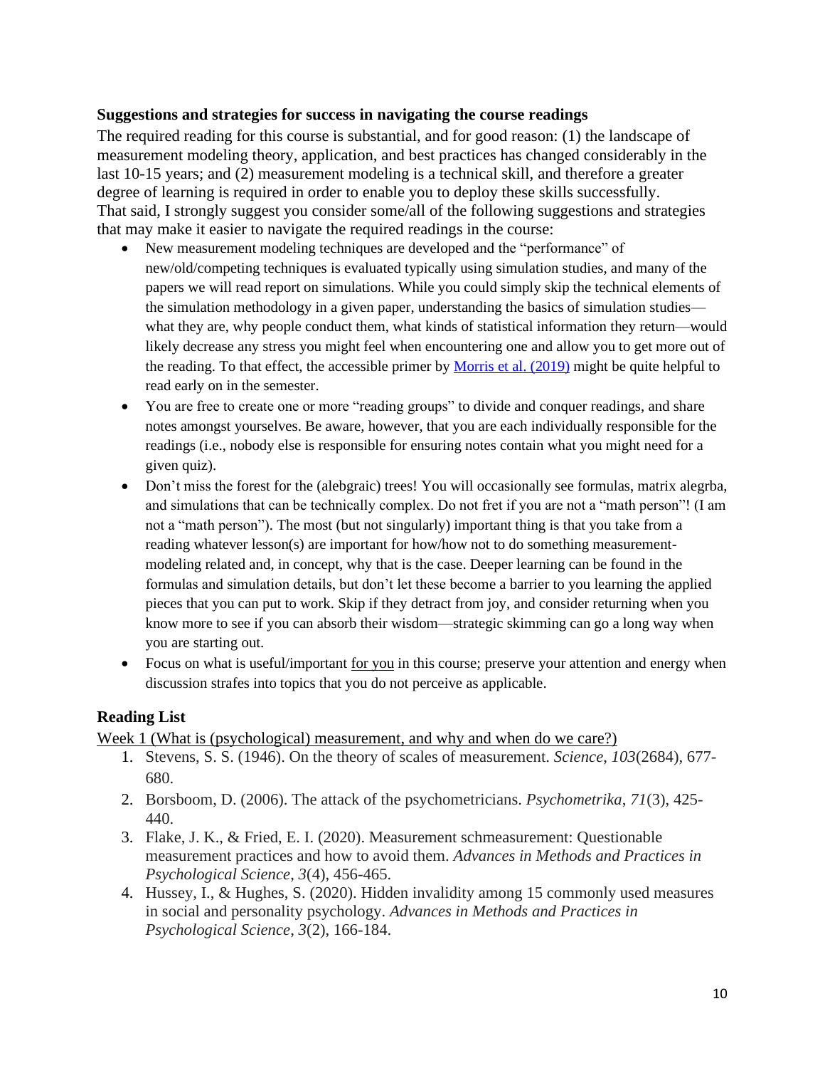### Suggestions and strategies for success in navigating the course readings

The required reading for this course is substantial, and for good reason: (1) the landscape of measurement modeling theory, application, and best practices has changed considerably in the last 10-15 years; and (2) measurement modeling is a technical skill, and therefore a greater degree of learning is required in order to enable you to deploy these skills successfully. That said, I strongly suggest you consider some/all of the following suggestions and strategies that may make it easier to navigate the required readings in the course:

- New measurement modeling techniques are developed and the "performance" of new/old/competing techniques is evaluated typically using simulation studies, and many of the papers we will read report on simulations. While you could simply skip the technical elements of the simulation methodology in a given paper, understanding the basics of simulation studies—what they are, why people conduct them, what kinds of statistical information they return—would likely decrease any stress you might feel when encountering one and allow you to get more out of the reading. To that effect, the accessible primer by Morris et al. (2019) might be quite helpful to read early on in the semester.
- You are free to create one or more "reading groups" to divide and conquer readings, and share notes amongst yourselves. Be aware, however, that you are each individually responsible for the readings (i.e., nobody else is responsible for ensuring notes contain what you might need for a given quiz).
- Don't miss the forest for the (alebgraic) trees! You will occasionally see formulas, matrix alegrba, and simulations that can be technically complex. Do not fret if you are not a "math person"! (I am not a "math person"). The most (but not singularly) important thing is that you take from a reading whatever lesson(s) are important for how/how not to do something measurement-modeling related and, in concept, why that is the case. Deeper learning can be found in the formulas and simulation details, but don't let these become a barrier to you learning the applied pieces that you can put to work. Skip if they detract from joy, and consider returning when you know more to see if you can absorb their wisdom—strategic skimming can go a long way when you are starting out.
- Focus on what is useful/important for you in this course; preserve your attention and energy when discussion strafes into topics that you do not perceive as applicable.

## Reading List

Week 1 (What is (psychological) measurement, and why and when do we care?)

1. Stevens, S. S. (1946). On the theory of scales of measurement. *Science*, *103*(2684), 677-680.
2. Borsboom, D. (2006). The attack of the psychometricians. *Psychometrika*, *71*(3), 425-440.
3. Flake, J. K., & Fried, E. I. (2020). Measurement schmeasurement: Questionable measurement practices and how to avoid them. *Advances in Methods and Practices in Psychological Science*, *3*(4), 456-465.
4. Hussey, I., & Hughes, S. (2020). Hidden invalidity among 15 commonly used measures in social and personality psychology. *Advances in Methods and Practices in Psychological Science*, *3*(2), 166-184.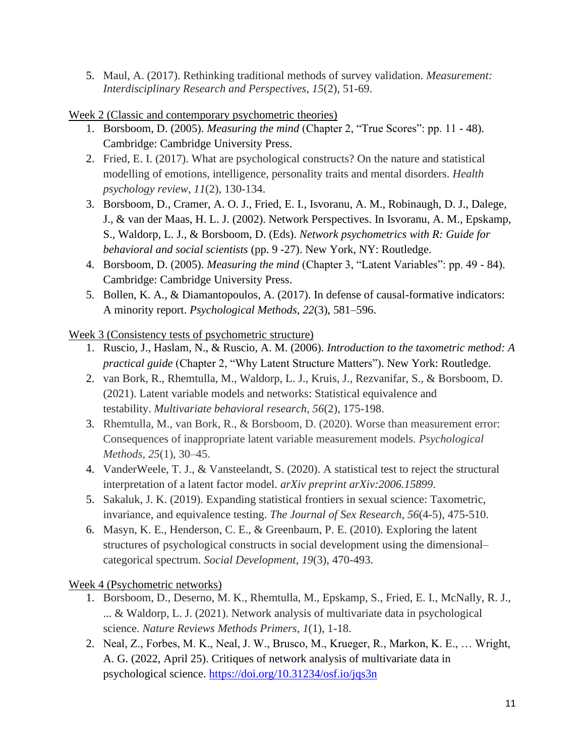5. Maul, A. (2017). Rethinking traditional methods of survey validation. *Measurement: Interdisciplinary Research and Perspectives*, *15*(2), 51-69.

Week 2 (Classic and contemporary psychometric theories)

1. Borsboom, D. (2005). *Measuring the mind* (Chapter 2, "True Scores": pp. 11 - 48). Cambridge: Cambridge University Press.
2. Fried, E. I. (2017). What are psychological constructs? On the nature and statistical modelling of emotions, intelligence, personality traits and mental disorders. *Health psychology review*, *11*(2), 130-134.
3. Borsboom, D., Cramer, A. O. J., Fried, E. I., Isvoranu, A. M., Robinaugh, D. J., Dalege, J., & van der Maas, H. L. J. (2002). Network Perspectives. In Isvoranu, A. M., Epskamp, S., Waldorp, L. J., & Borsboom, D. (Eds). *Network psychometrics with R: Guide for behavioral and social scientists* (pp. 9 -27). New York, NY: Routledge.
4. Borsboom, D. (2005). *Measuring the mind* (Chapter 3, "Latent Variables": pp. 49 - 84). Cambridge: Cambridge University Press.
5. Bollen, K. A., & Diamantopoulos, A. (2017). In defense of causal-formative indicators: A minority report. *Psychological Methods, 22*(3), 581–596.

Week 3 (Consistency tests of psychometric structure)

1. Ruscio, J., Haslam, N., & Ruscio, A. M. (2006). *Introduction to the taxometric method: A practical guide* (Chapter 2, "Why Latent Structure Matters"). New York: Routledge.
2. van Bork, R., Rhemtulla, M., Waldorp, L. J., Kruis, J., Rezvanifar, S., & Borsboom, D. (2021). Latent variable models and networks: Statistical equivalence and testability. *Multivariate behavioral research*, *56*(2), 175-198.
3. Rhemtulla, M., van Bork, R., & Borsboom, D. (2020). Worse than measurement error: Consequences of inappropriate latent variable measurement models. *Psychological Methods*, *25*(1), 30–45.
4. VanderWeele, T. J., & Vansteelandt, S. (2020). A statistical test to reject the structural interpretation of a latent factor model. *arXiv preprint arXiv:2006.15899*.
5. Sakaluk, J. K. (2019). Expanding statistical frontiers in sexual science: Taxometric, invariance, and equivalence testing. *The Journal of Sex Research*, *56*(4-5), 475-510.
6. Masyn, K. E., Henderson, C. E., & Greenbaum, P. E. (2010). Exploring the latent structures of psychological constructs in social development using the dimensional–categorical spectrum. *Social Development*, *19*(3), 470-493.

Week 4 (Psychometric networks)

1. Borsboom, D., Deserno, M. K., Rhemtulla, M., Epskamp, S., Fried, E. I., McNally, R. J., ... & Waldorp, L. J. (2021). Network analysis of multivariate data in psychological science. *Nature Reviews Methods Primers*, *1*(1), 1-18.
2. Neal, Z., Forbes, M. K., Neal, J. W., Brusco, M., Krueger, R., Markon, K. E., … Wright, A. G. (2022, April 25). Critiques of network analysis of multivariate data in psychological science. https://doi.org/10.31234/osf.io/jqs3n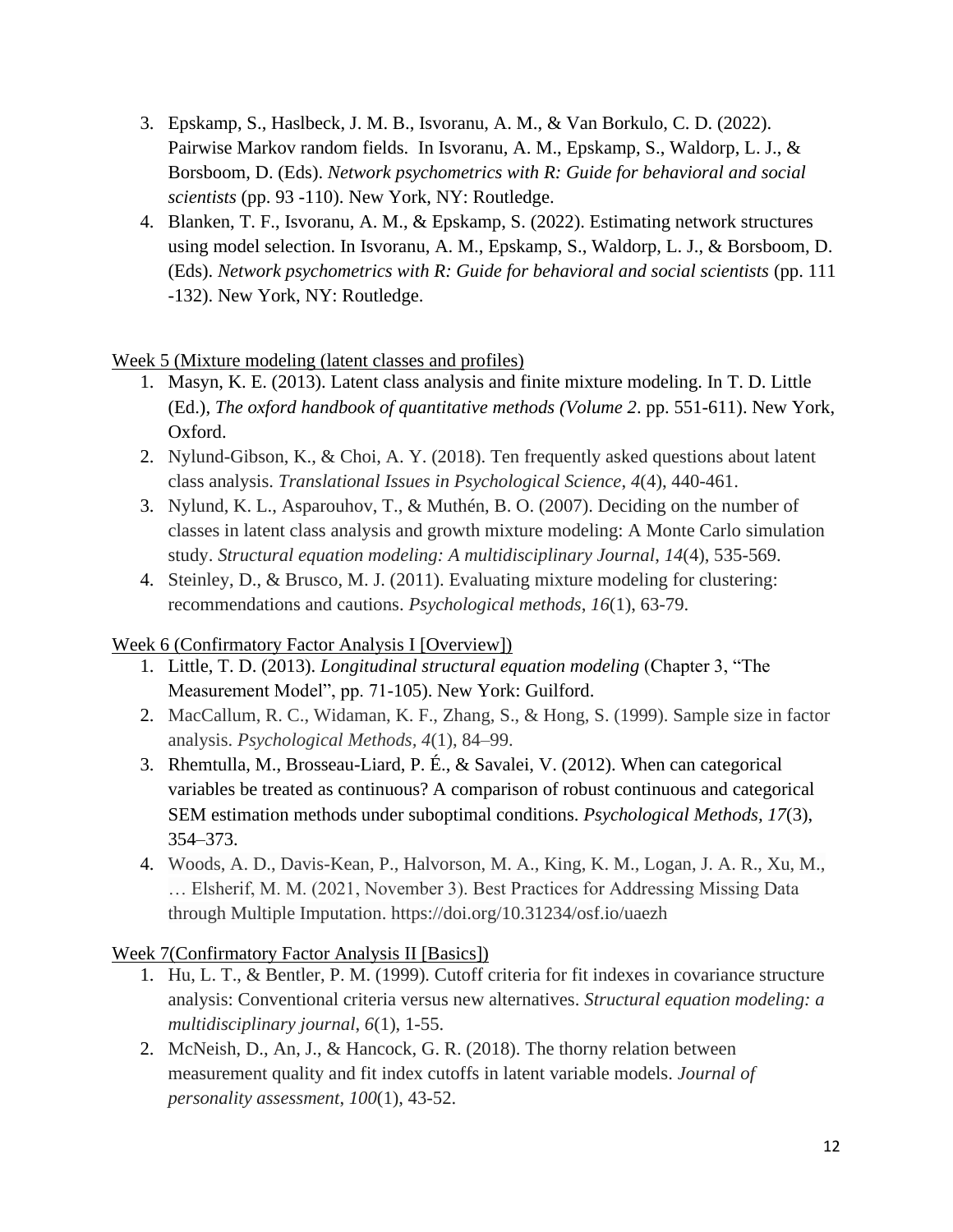3. Epskamp, S., Haslbeck, J. M. B., Isvoranu, A. M., & Van Borkulo, C. D. (2022). Pairwise Markov random fields. In Isvoranu, A. M., Epskamp, S., Waldorp, L. J., & Borsboom, D. (Eds). *Network psychometrics with R: Guide for behavioral and social scientists* (pp. 93 -110). New York, NY: Routledge.
4. Blanken, T. F., Isvoranu, A. M., & Epskamp, S. (2022). Estimating network structures using model selection. In Isvoranu, A. M., Epskamp, S., Waldorp, L. J., & Borsboom, D. (Eds). *Network psychometrics with R: Guide for behavioral and social scientists* (pp. 111 -132). New York, NY: Routledge.

Week 5 (Mixture modeling (latent classes and profiles)

1. Masyn, K. E. (2013). Latent class analysis and finite mixture modeling. In T. D. Little (Ed.), *The oxford handbook of quantitative methods (Volume 2*. pp. 551-611). New York, Oxford.
2. Nylund-Gibson, K., & Choi, A. Y. (2018). Ten frequently asked questions about latent class analysis. *Translational Issues in Psychological Science*, *4*(4), 440-461.
3. Nylund, K. L., Asparouhov, T., & Muthén, B. O. (2007). Deciding on the number of classes in latent class analysis and growth mixture modeling: A Monte Carlo simulation study. *Structural equation modeling: A multidisciplinary Journal*, *14*(4), 535-569.
4. Steinley, D., & Brusco, M. J. (2011). Evaluating mixture modeling for clustering: recommendations and cautions. *Psychological methods*, *16*(1), 63-79.

Week 6 (Confirmatory Factor Analysis I [Overview])

1. Little, T. D. (2013). *Longitudinal structural equation modeling* (Chapter 3, "The Measurement Model", pp. 71-105). New York: Guilford.
2. MacCallum, R. C., Widaman, K. F., Zhang, S., & Hong, S. (1999). Sample size in factor analysis. *Psychological Methods*, *4*(1), 84–99.
3. Rhemtulla, M., Brosseau-Liard, P. É., & Savalei, V. (2012). When can categorical variables be treated as continuous? A comparison of robust continuous and categorical SEM estimation methods under suboptimal conditions. *Psychological Methods, 17*(3), 354–373.
4. Woods, A. D., Davis-Kean, P., Halvorson, M. A., King, K. M., Logan, J. A. R., Xu, M., … Elsherif, M. M. (2021, November 3). Best Practices for Addressing Missing Data through Multiple Imputation. https://doi.org/10.31234/osf.io/uaezh

Week 7(Confirmatory Factor Analysis II [Basics])

1. Hu, L. T., & Bentler, P. M. (1999). Cutoff criteria for fit indexes in covariance structure analysis: Conventional criteria versus new alternatives. *Structural equation modeling: a multidisciplinary journal*, *6*(1), 1-55.
2. McNeish, D., An, J., & Hancock, G. R. (2018). The thorny relation between measurement quality and fit index cutoffs in latent variable models. *Journal of personality assessment*, *100*(1), 43-52.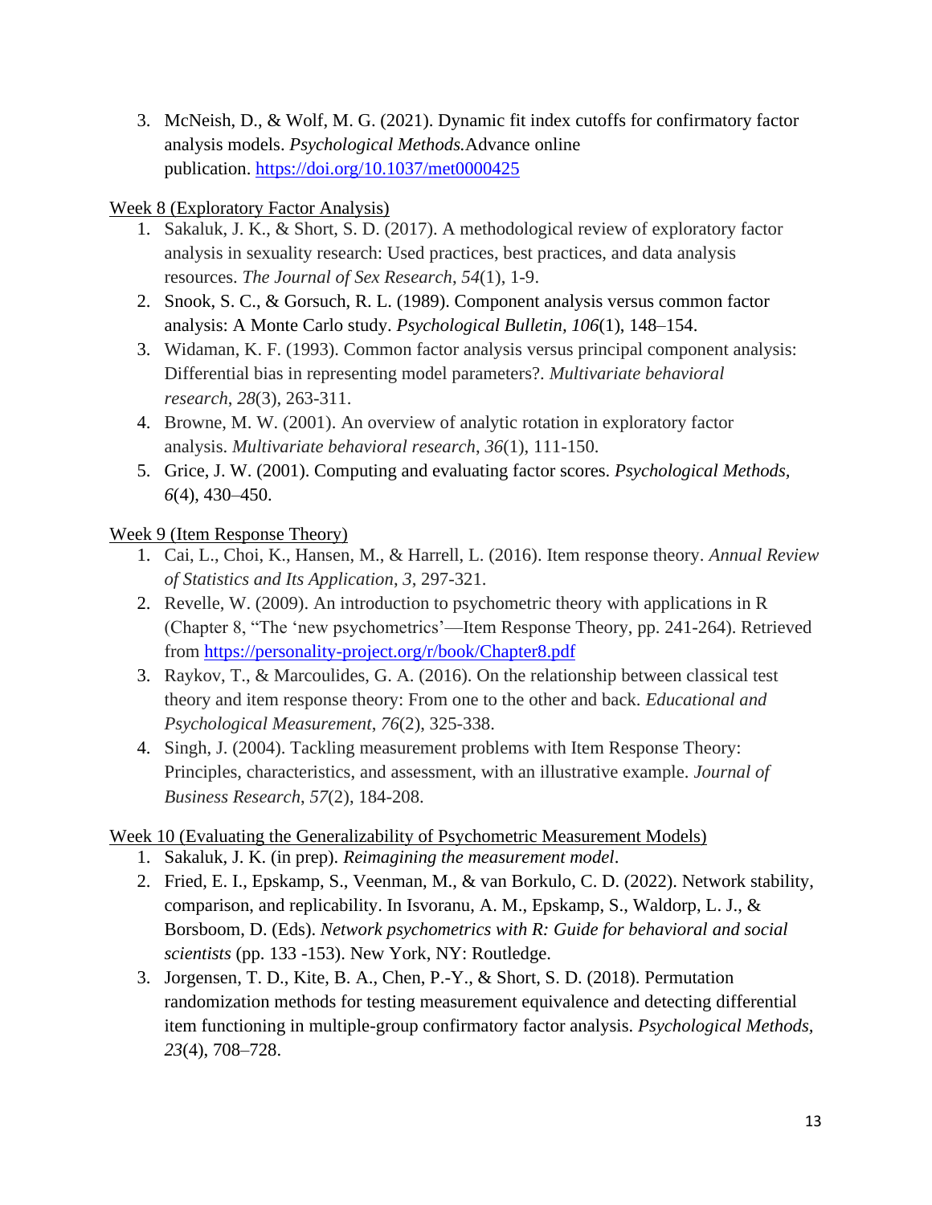3. McNeish, D., & Wolf, M. G. (2021). Dynamic fit index cutoffs for confirmatory factor analysis models. *Psychological Methods.*Advance online publication. https://doi.org/10.1037/met0000425

<u>Week 8 (Exploratory Factor Analysis)</u>

1. Sakaluk, J. K., & Short, S. D. (2017). A methodological review of exploratory factor analysis in sexuality research: Used practices, best practices, and data analysis resources. *The Journal of Sex Research*, *54*(1), 1-9.
2. Snook, S. C., & Gorsuch, R. L. (1989). Component analysis versus common factor analysis: A Monte Carlo study. *Psychological Bulletin, 106*(1), 148–154.
3. Widaman, K. F. (1993). Common factor analysis versus principal component analysis: Differential bias in representing model parameters?. *Multivariate behavioral research*, *28*(3), 263-311.
4. Browne, M. W. (2001). An overview of analytic rotation in exploratory factor analysis. *Multivariate behavioral research*, *36*(1), 111-150.
5. Grice, J. W. (2001). Computing and evaluating factor scores. *Psychological Methods, 6*(4), 430–450.

<u>Week 9 (Item Response Theory)</u>

1. Cai, L., Choi, K., Hansen, M., & Harrell, L. (2016). Item response theory. *Annual Review of Statistics and Its Application*, *3*, 297-321.
2. Revelle, W. (2009). An introduction to psychometric theory with applications in R (Chapter 8, "The 'new psychometrics'—Item Response Theory, pp. 241-264). Retrieved from https://personality-project.org/r/book/Chapter8.pdf
3. Raykov, T., & Marcoulides, G. A. (2016). On the relationship between classical test theory and item response theory: From one to the other and back. *Educational and Psychological Measurement*, *76*(2), 325-338.
4. Singh, J. (2004). Tackling measurement problems with Item Response Theory: Principles, characteristics, and assessment, with an illustrative example. *Journal of Business Research*, *57*(2), 184-208.

<u>Week 10 (Evaluating the Generalizability of Psychometric Measurement Models)</u>

1. Sakaluk, J. K. (in prep). *Reimagining the measurement model*.
2. Fried, E. I., Epskamp, S., Veenman, M., & van Borkulo, C. D. (2022). Network stability, comparison, and replicability. In Isvoranu, A. M., Epskamp, S., Waldorp, L. J., & Borsboom, D. (Eds). *Network psychometrics with R: Guide for behavioral and social scientists* (pp. 133 -153). New York, NY: Routledge.
3. Jorgensen, T. D., Kite, B. A., Chen, P.-Y., & Short, S. D. (2018). Permutation randomization methods for testing measurement equivalence and detecting differential item functioning in multiple-group confirmatory factor analysis. *Psychological Methods, 23*(4), 708–728.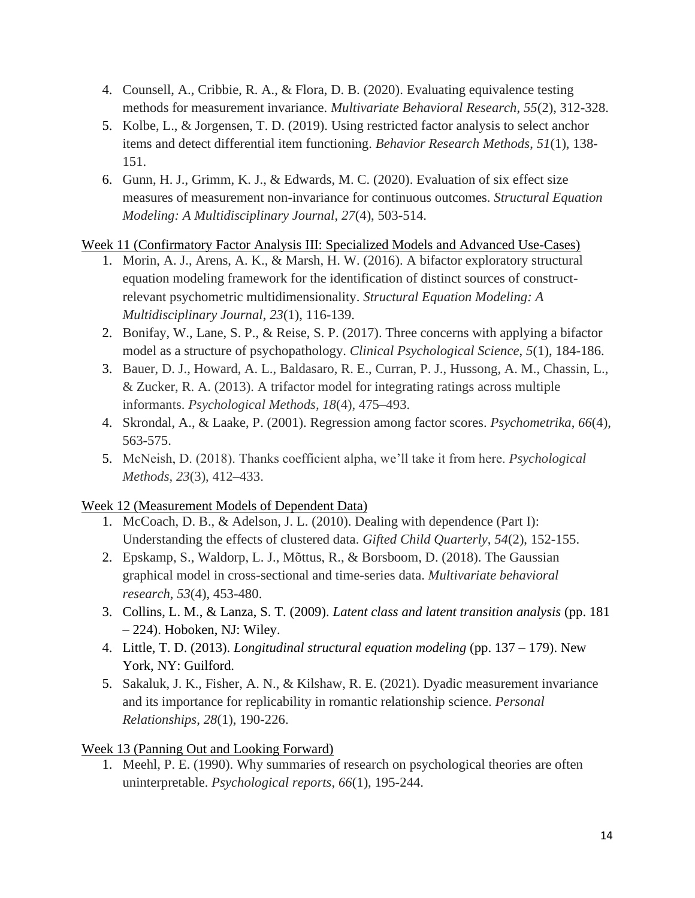4. Counsell, A., Cribbie, R. A., & Flora, D. B. (2020). Evaluating equivalence testing methods for measurement invariance. *Multivariate Behavioral Research*, *55*(2), 312-328.
5. Kolbe, L., & Jorgensen, T. D. (2019). Using restricted factor analysis to select anchor items and detect differential item functioning. *Behavior Research Methods*, *51*(1), 138-151.
6. Gunn, H. J., Grimm, K. J., & Edwards, M. C. (2020). Evaluation of six effect size measures of measurement non-invariance for continuous outcomes. *Structural Equation Modeling: A Multidisciplinary Journal*, *27*(4), 503-514.

<u>Week 11 (Confirmatory Factor Analysis III: Specialized Models and Advanced Use-Cases)</u>

1. Morin, A. J., Arens, A. K., & Marsh, H. W. (2016). A bifactor exploratory structural equation modeling framework for the identification of distinct sources of construct-relevant psychometric multidimensionality. *Structural Equation Modeling: A Multidisciplinary Journal*, *23*(1), 116-139.
2. Bonifay, W., Lane, S. P., & Reise, S. P. (2017). Three concerns with applying a bifactor model as a structure of psychopathology. *Clinical Psychological Science*, *5*(1), 184-186.
3. Bauer, D. J., Howard, A. L., Baldasaro, R. E., Curran, P. J., Hussong, A. M., Chassin, L., & Zucker, R. A. (2013). A trifactor model for integrating ratings across multiple informants. *Psychological Methods*, *18*(4), 475–493.
4. Skrondal, A., & Laake, P. (2001). Regression among factor scores. *Psychometrika*, *66*(4), 563-575.
5. McNeish, D. (2018). Thanks coefficient alpha, we'll take it from here. *Psychological Methods*, *23*(3), 412–433.

<u>Week 12 (Measurement Models of Dependent Data)</u>

1. McCoach, D. B., & Adelson, J. L. (2010). Dealing with dependence (Part I): Understanding the effects of clustered data. *Gifted Child Quarterly*, *54*(2), 152-155.
2. Epskamp, S., Waldorp, L. J., Mõttus, R., & Borsboom, D. (2018). The Gaussian graphical model in cross-sectional and time-series data. *Multivariate behavioral research*, *53*(4), 453-480.
3. Collins, L. M., & Lanza, S. T. (2009). *Latent class and latent transition analysis* (pp. 181 – 224). Hoboken, NJ: Wiley.
4. Little, T. D. (2013). *Longitudinal structural equation modeling* (pp. 137 – 179). New York, NY: Guilford.
5. Sakaluk, J. K., Fisher, A. N., & Kilshaw, R. E. (2021). Dyadic measurement invariance and its importance for replicability in romantic relationship science. *Personal Relationships*, *28*(1), 190-226.

<u>Week 13 (Panning Out and Looking Forward)</u>

1. Meehl, P. E. (1990). Why summaries of research on psychological theories are often uninterpretable. *Psychological reports*, *66*(1), 195-244.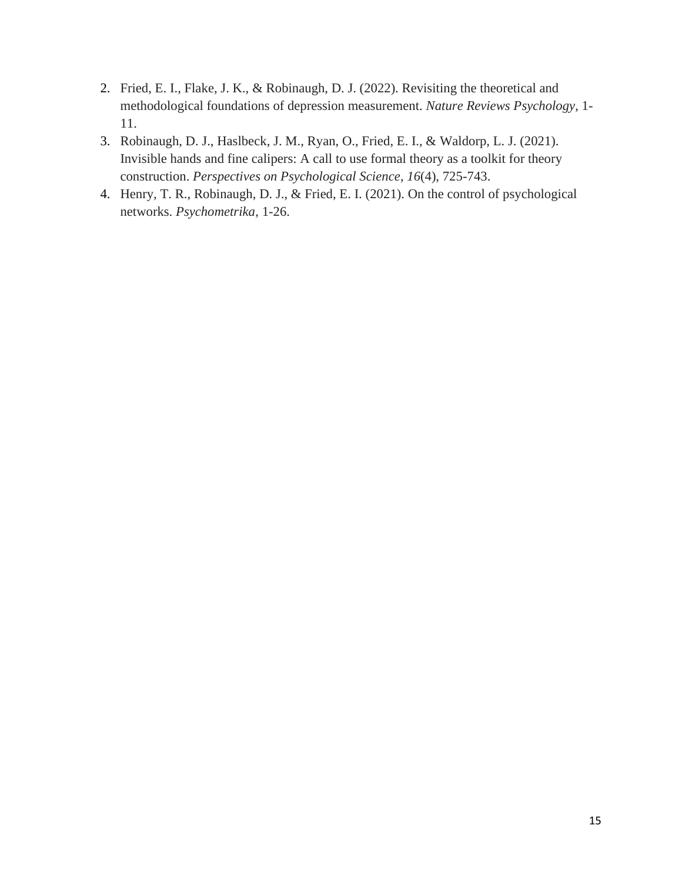2. Fried, E. I., Flake, J. K., & Robinaugh, D. J. (2022). Revisiting the theoretical and methodological foundations of depression measurement. *Nature Reviews Psychology*, 1-11.
3. Robinaugh, D. J., Haslbeck, J. M., Ryan, O., Fried, E. I., & Waldorp, L. J. (2021). Invisible hands and fine calipers: A call to use formal theory as a toolkit for theory construction. *Perspectives on Psychological Science*, *16*(4), 725-743.
4. Henry, T. R., Robinaugh, D. J., & Fried, E. I. (2021). On the control of psychological networks. *Psychometrika*, 1-26.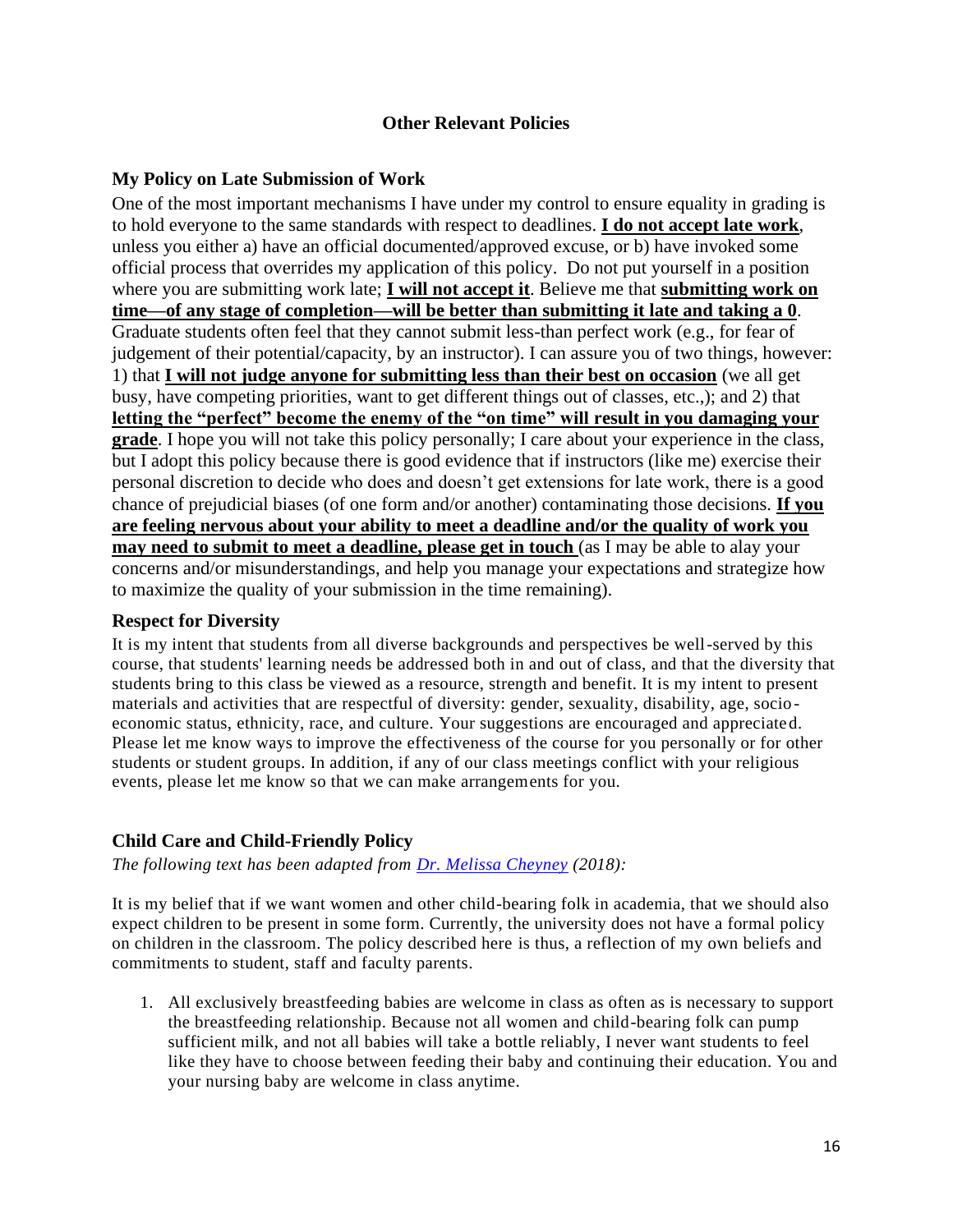## Other Relevant Policies

### My Policy on Late Submission of Work

One of the most important mechanisms I have under my control to ensure equality in grading is to hold everyone to the same standards with respect to deadlines. **I do not accept late work**, unless you either a) have an official documented/approved excuse, or b) have invoked some official process that overrides my application of this policy. Do not put yourself in a position where you are submitting work late; **I will not accept it**. Believe me that **submitting work on time—of any stage of completion—will be better than submitting it late and taking a 0**. Graduate students often feel that they cannot submit less-than perfect work (e.g., for fear of judgement of their potential/capacity, by an instructor). I can assure you of two things, however: 1) that **I will not judge anyone for submitting less than their best on occasion** (we all get busy, have competing priorities, want to get different things out of classes, etc.,); and 2) that **letting the "perfect" become the enemy of the "on time" will result in you damaging your grade**. I hope you will not take this policy personally; I care about your experience in the class, but I adopt this policy because there is good evidence that if instructors (like me) exercise their personal discretion to decide who does and doesn't get extensions for late work, there is a good chance of prejudicial biases (of one form and/or another) contaminating those decisions. **If you are feeling nervous about your ability to meet a deadline and/or the quality of work you may need to submit to meet a deadline, please get in touch** (as I may be able to alay your concerns and/or misunderstandings, and help you manage your expectations and strategize how to maximize the quality of your submission in the time remaining).

### Respect for Diversity

It is my intent that students from all diverse backgrounds and perspectives be well-served by this course, that students' learning needs be addressed both in and out of class, and that the diversity that students bring to this class be viewed as a resource, strength and benefit. It is my intent to present materials and activities that are respectful of diversity: gender, sexuality, disability, age, socio-economic status, ethnicity, race, and culture. Your suggestions are encouraged and appreciated. Please let me know ways to improve the effectiveness of the course for you personally or for other students or student groups. In addition, if any of our class meetings conflict with your religious events, please let me know so that we can make arrangements for you.

### Child Care and Child-Friendly Policy

*The following text has been adapted from Dr. Melissa Cheyney (2018):*

It is my belief that if we want women and other child-bearing folk in academia, that we should also expect children to be present in some form. Currently, the university does not have a formal policy on children in the classroom. The policy described here is thus, a reflection of my own beliefs and commitments to student, staff and faculty parents.

1. All exclusively breastfeeding babies are welcome in class as often as is necessary to support the breastfeeding relationship. Because not all women and child-bearing folk can pump sufficient milk, and not all babies will take a bottle reliably, I never want students to feel like they have to choose between feeding their baby and continuing their education. You and your nursing baby are welcome in class anytime.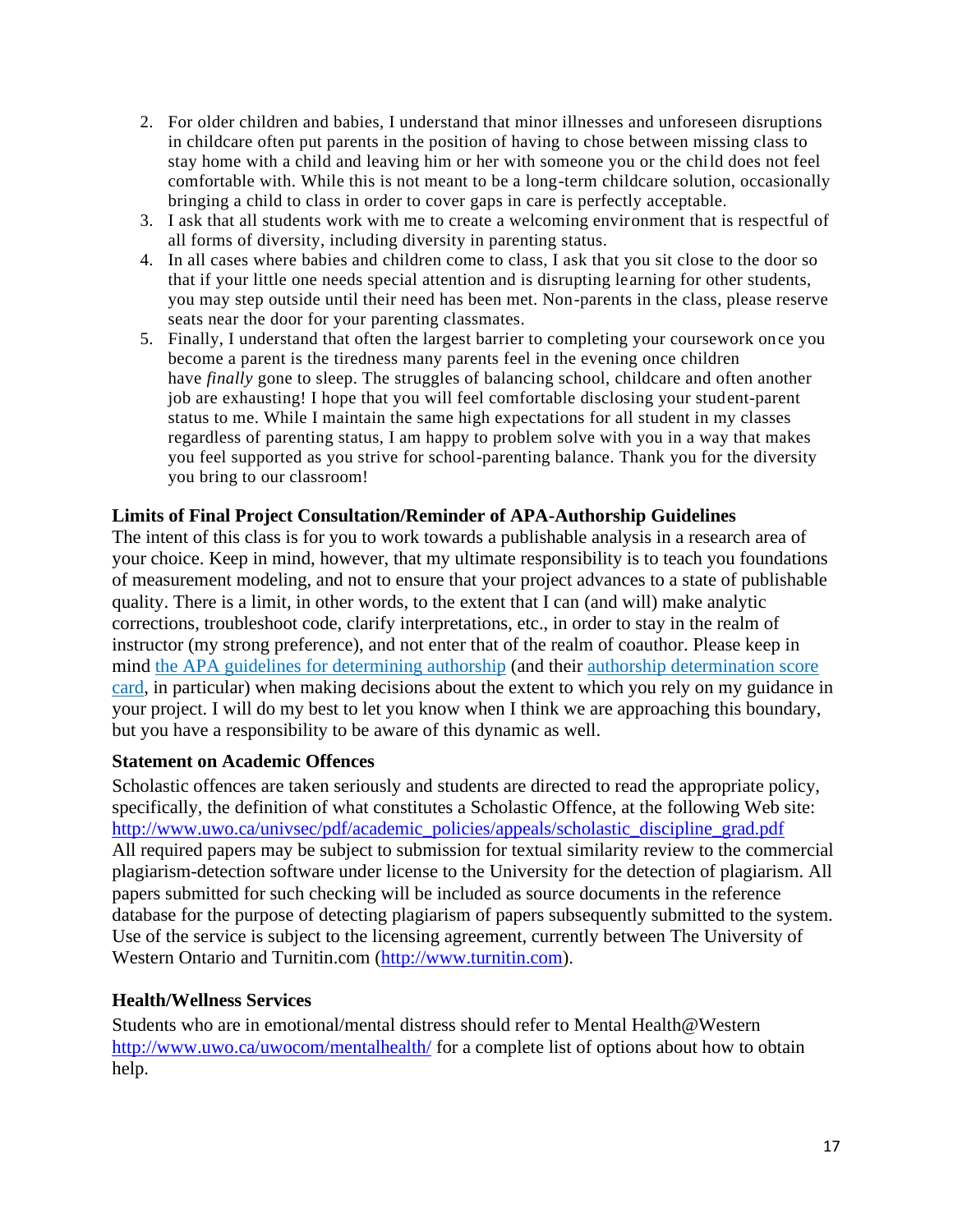2. For older children and babies, I understand that minor illnesses and unforeseen disruptions in childcare often put parents in the position of having to chose between missing class to stay home with a child and leaving him or her with someone you or the child does not feel comfortable with. While this is not meant to be a long-term childcare solution, occasionally bringing a child to class in order to cover gaps in care is perfectly acceptable.
3. I ask that all students work with me to create a welcoming environment that is respectful of all forms of diversity, including diversity in parenting status.
4. In all cases where babies and children come to class, I ask that you sit close to the door so that if your little one needs special attention and is disrupting learning for other students, you may step outside until their need has been met. Non-parents in the class, please reserve seats near the door for your parenting classmates.
5. Finally, I understand that often the largest barrier to completing your coursework once you become a parent is the tiredness many parents feel in the evening once children have *finally* gone to sleep. The struggles of balancing school, childcare and often another job are exhausting! I hope that you will feel comfortable disclosing your student-parent status to me. While I maintain the same high expectations for all student in my classes regardless of parenting status, I am happy to problem solve with you in a way that makes you feel supported as you strive for school-parenting balance. Thank you for the diversity you bring to our classroom!

### Limits of Final Project Consultation/Reminder of APA-Authorship Guidelines

The intent of this class is for you to work towards a publishable analysis in a research area of your choice. Keep in mind, however, that my ultimate responsibility is to teach you foundations of measurement modeling, and not to ensure that your project advances to a state of publishable quality. There is a limit, in other words, to the extent that I can (and will) make analytic corrections, troubleshoot code, clarify interpretations, etc., in order to stay in the realm of instructor (my strong preference), and not enter that of the realm of coauthor. Please keep in mind the APA guidelines for determining authorship (and their authorship determination score card, in particular) when making decisions about the extent to which you rely on my guidance in your project. I will do my best to let you know when I think we are approaching this boundary, but you have a responsibility to be aware of this dynamic as well.

### Statement on Academic Offences

Scholastic offences are taken seriously and students are directed to read the appropriate policy, specifically, the definition of what constitutes a Scholastic Offence, at the following Web site: http://www.uwo.ca/univsec/pdf/academic_policies/appeals/scholastic_discipline_grad.pdf
All required papers may be subject to submission for textual similarity review to the commercial plagiarism-detection software under license to the University for the detection of plagiarism. All papers submitted for such checking will be included as source documents in the reference database for the purpose of detecting plagiarism of papers subsequently submitted to the system. Use of the service is subject to the licensing agreement, currently between The University of Western Ontario and Turnitin.com (http://www.turnitin.com).

### Health/Wellness Services

Students who are in emotional/mental distress should refer to Mental Health@Western http://www.uwo.ca/uwocom/mentalhealth/ for a complete list of options about how to obtain help.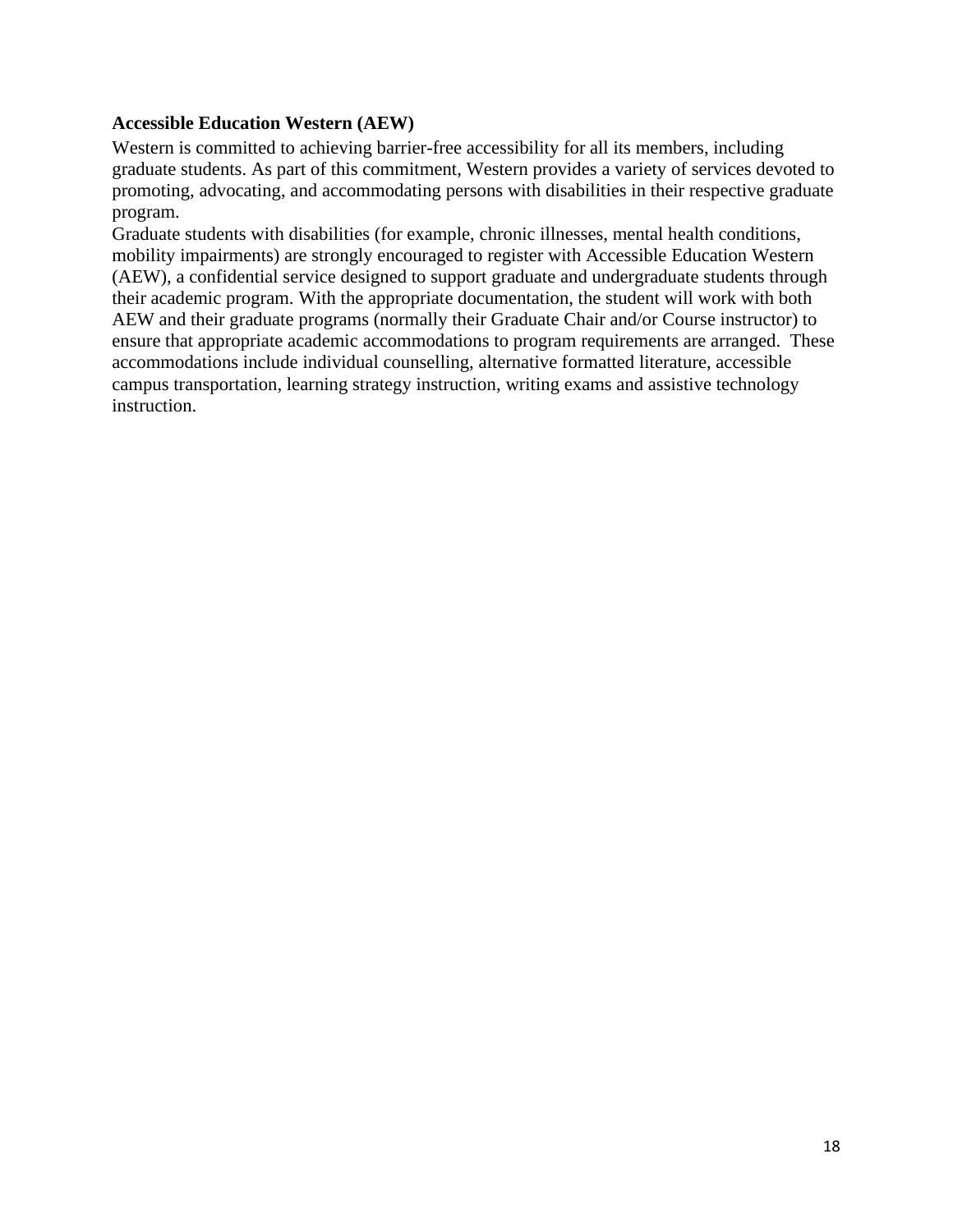**Accessible Education Western (AEW)**

Western is committed to achieving barrier-free accessibility for all its members, including graduate students. As part of this commitment, Western provides a variety of services devoted to promoting, advocating, and accommodating persons with disabilities in their respective graduate program.

Graduate students with disabilities (for example, chronic illnesses, mental health conditions, mobility impairments) are strongly encouraged to register with Accessible Education Western (AEW), a confidential service designed to support graduate and undergraduate students through their academic program. With the appropriate documentation, the student will work with both AEW and their graduate programs (normally their Graduate Chair and/or Course instructor) to ensure that appropriate academic accommodations to program requirements are arranged. These accommodations include individual counselling, alternative formatted literature, accessible campus transportation, learning strategy instruction, writing exams and assistive technology instruction.